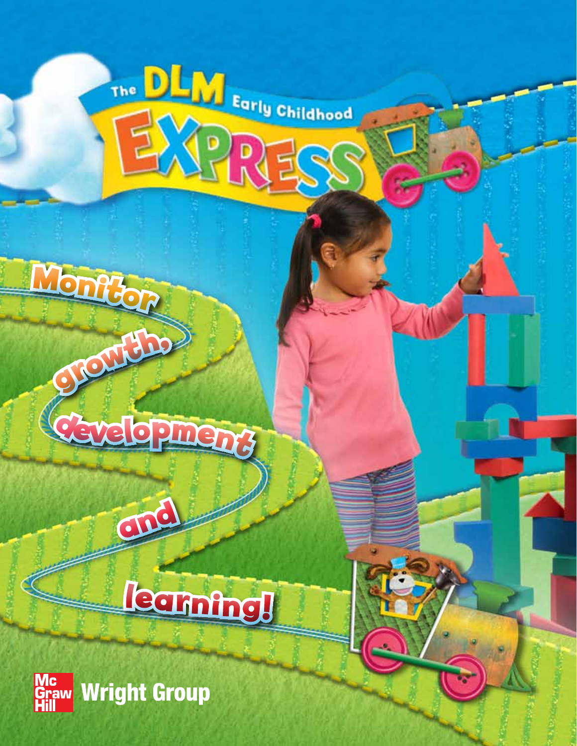# The DLM Early Childhood EXPRESS

Monitor growth, development and learning!

McGraw Hill Wright Group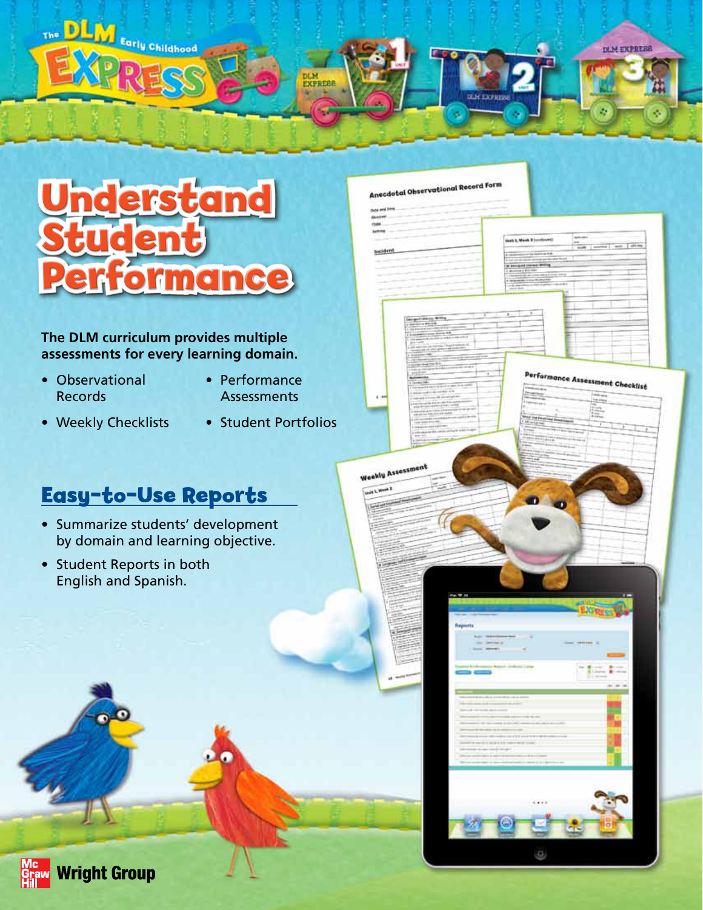# Understand Student Performance

**The DLM curriculum provides multiple assessments for every learning domain.**

- Observational Records
- Weekly Checklists
- Performance Assessments
- Student Portfolios

## Easy-to-Use Reports

- Summarize students' development by domain and learning objective.
- Student Reports in both English and Spanish.

Wright Group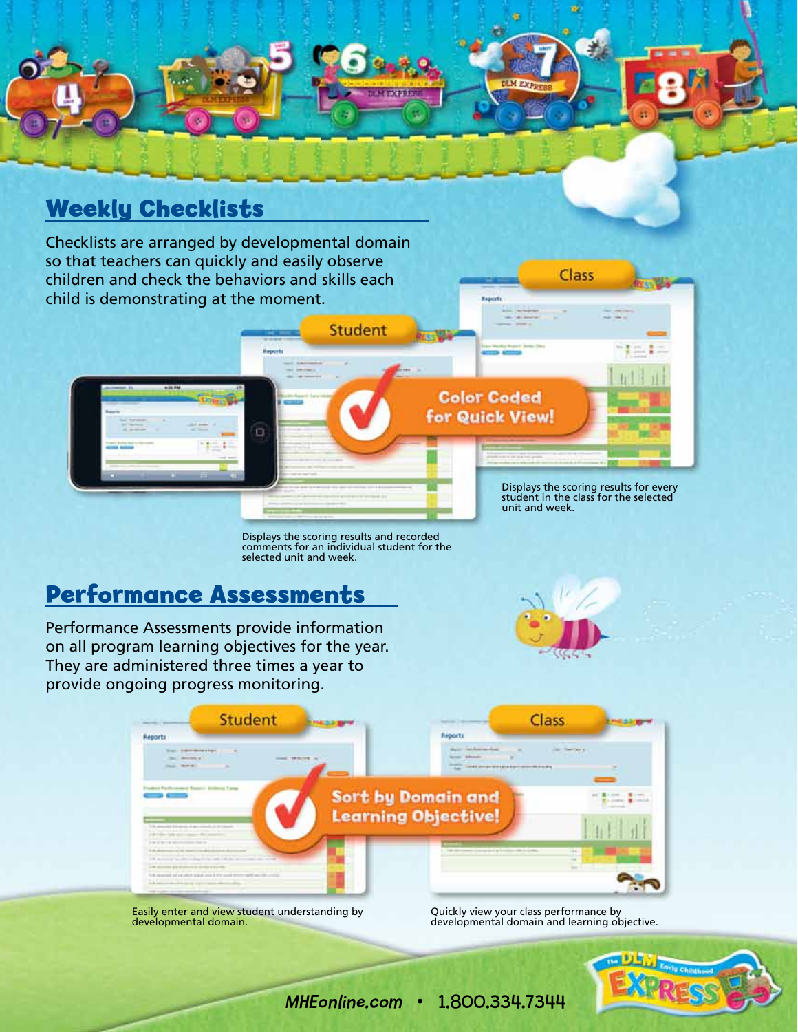## Weekly Checklists

Checklists are arranged by developmental domain so that teachers can quickly and easily observe children and check the behaviors and skills each child is demonstrating at the moment.

Student

Class

**Color Coded for Quick View!**

Displays the scoring results and recorded comments for an individual student for the selected unit and week.

Displays the scoring results for every student in the class for the selected unit and week.

## Performance Assessments

Performance Assessments provide information on all program learning objectives for the year. They are administered three times a year to provide ongoing progress monitoring.

Student

Class

**Sort by Domain and Learning Objective!**

Easily enter and view student understanding by developmental domain.

Quickly view your class performance by developmental domain and learning objective.

*MHEonline.com* • 1.800.334.7344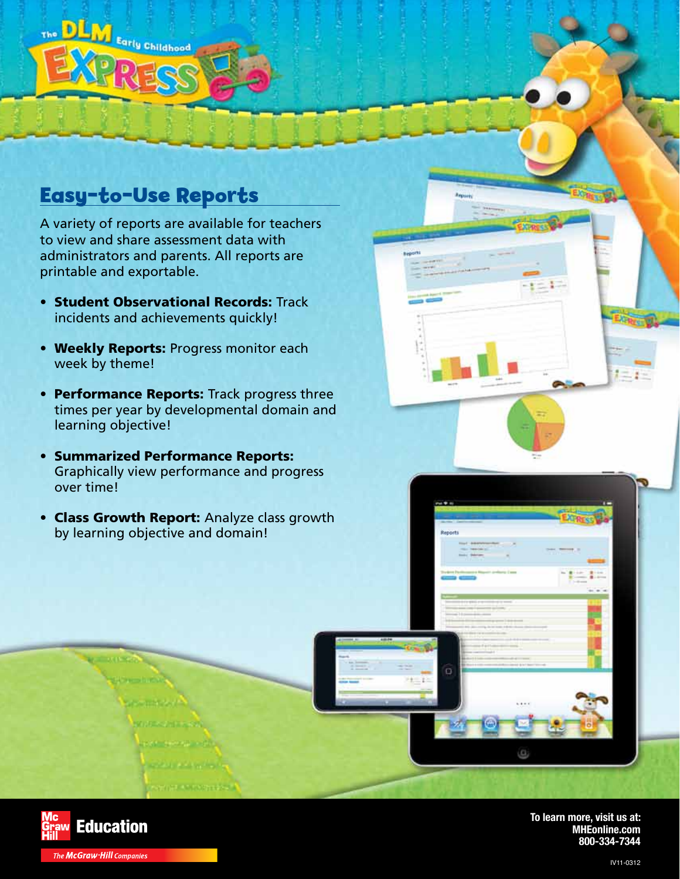The DLM Early Childhood EXPRESS

## Easy-to-Use Reports

A variety of reports are available for teachers to view and share assessment data with administrators and parents. All reports are printable and exportable.

- **Student Observational Records:** Track incidents and achievements quickly!
- **Weekly Reports:** Progress monitor each week by theme!
- **Performance Reports:** Track progress three times per year by developmental domain and learning objective!
- **Summarized Performance Reports:** Graphically view performance and progress over time!
- **Class Growth Report:** Analyze class growth by learning objective and domain!

McGraw Hill Education

The McGraw·Hill Companies

To learn more, visit us at:
MHEonline.com
800-334-7344

IV11-0312